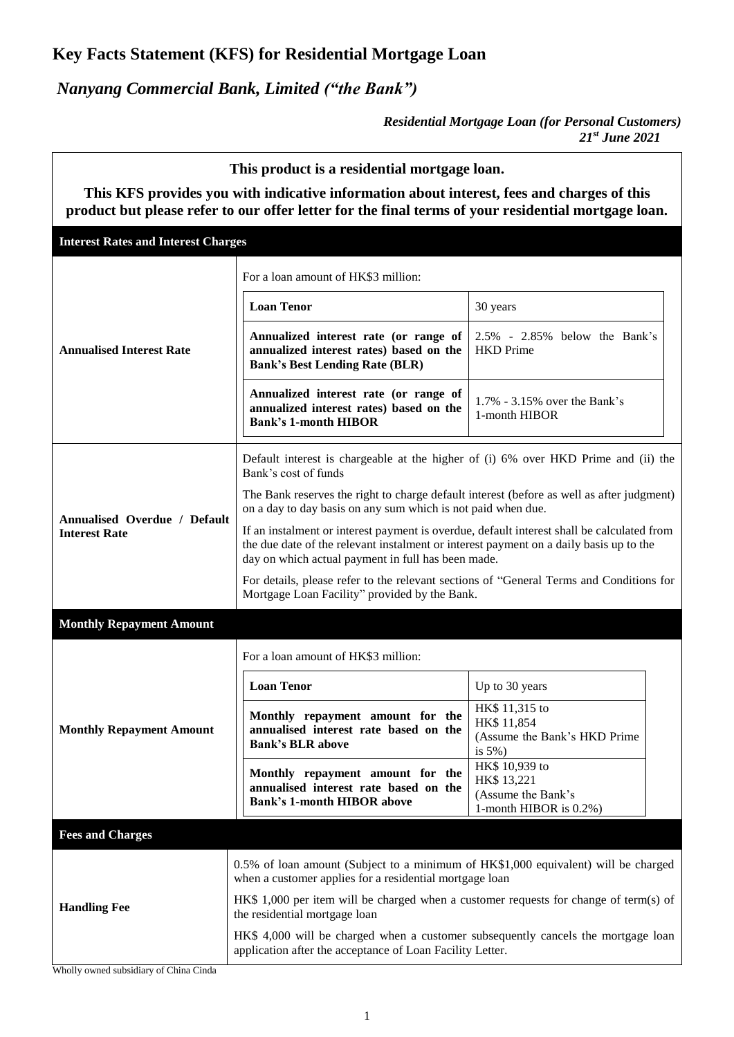# Key Facts Statement (KFS) for Residential Mortgage Loan

## *Nanyang Commercial Bank, Limited ("the Bank")*

***Residential Mortgage Loan (for Personal Customers)***
***21st June 2021***

**This product is a residential mortgage loan.**

**This KFS provides you with indicative information about interest, fees and charges of this product but please refer to our offer letter for the final terms of your residential mortgage loan.**

### Interest Rates and Interest Charges

**Annualised Interest Rate**

For a loan amount of HK$3 million:

| **Loan Tenor** | 30 years |
|---|---|
| **Annualized interest rate (or range of annualized interest rates) based on the Bank's Best Lending Rate (BLR)** | 2.5% - 2.85% below the Bank's HKD Prime |
| **Annualized interest rate (or range of annualized interest rates) based on the Bank's 1-month HIBOR** | 1.7% - 3.15% over the Bank's 1-month HIBOR |

**Annualised Overdue / Default Interest Rate**

Default interest is chargeable at the higher of (i) 6% over HKD Prime and (ii) the Bank's cost of funds

The Bank reserves the right to charge default interest (before as well as after judgment) on a day to day basis on any sum which is not paid when due.

If an instalment or interest payment is overdue, default interest shall be calculated from the due date of the relevant instalment or interest payment on a daily basis up to the day on which actual payment in full has been made.

For details, please refer to the relevant sections of "General Terms and Conditions for Mortgage Loan Facility" provided by the Bank.

### Monthly Repayment Amount

**Monthly Repayment Amount**

For a loan amount of HK$3 million:

| **Loan Tenor** | Up to 30 years |
|---|---|
| **Monthly repayment amount for the annualised interest rate based on the Bank's BLR above** | HK$ 11,315 to HK$ 11,854 (Assume the Bank's HKD Prime is 5%) |
| **Monthly repayment amount for the annualised interest rate based on the Bank's 1-month HIBOR above** | HK$ 10,939 to HK$ 13,221 (Assume the Bank's 1-month HIBOR is 0.2%) |

### Fees and Charges

**Handling Fee**

0.5% of loan amount (Subject to a minimum of HK$1,000 equivalent) will be charged when a customer applies for a residential mortgage loan

HK$ 1,000 per item will be charged when a customer requests for change of term(s) of the residential mortgage loan

HK$ 4,000 will be charged when a customer subsequently cancels the mortgage loan application after the acceptance of Loan Facility Letter.

Wholly owned subsidiary of China Cinda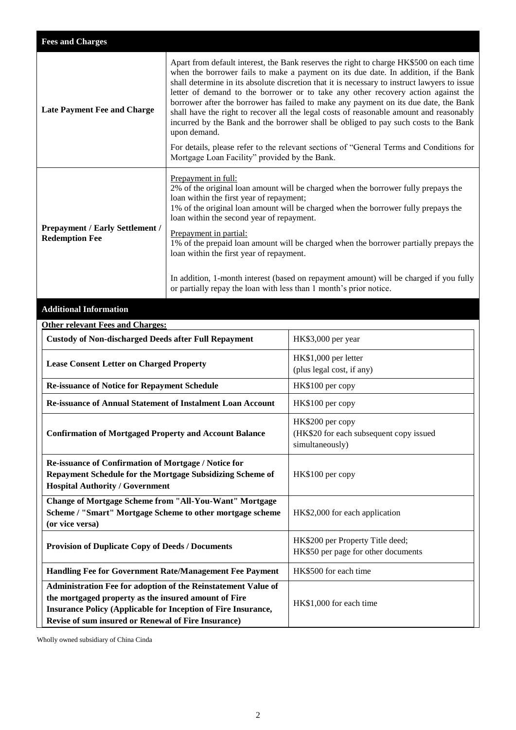| Fees and Charges | |
|---|---|
| **Late Payment Fee and Charge** | Apart from default interest, the Bank reserves the right to charge HK$500 on each time when the borrower fails to make a payment on its due date. In addition, if the Bank shall determine in its absolute discretion that it is necessary to instruct lawyers to issue letter of demand to the borrower or to take any other recovery action against the borrower after the borrower has failed to make any payment on its due date, the Bank shall have the right to recover all the legal costs of reasonable amount and reasonably incurred by the Bank and the borrower shall be obliged to pay such costs to the Bank upon demand.<br><br>For details, please refer to the relevant sections of "General Terms and Conditions for Mortgage Loan Facility" provided by the Bank. |
| **Prepayment / Early Settlement / Redemption Fee** | Prepayment in full:<br>2% of the original loan amount will be charged when the borrower fully prepays the loan within the first year of repayment;<br>1% of the original loan amount will be charged when the borrower fully prepays the loan within the second year of repayment.<br><br>Prepayment in partial:<br>1% of the prepaid loan amount will be charged when the borrower partially prepays the loan within the first year of repayment.<br><br>In addition, 1-month interest (based on repayment amount) will be charged if you fully or partially repay the loan with less than 1 month's prior notice. |

## Additional Information

**Other relevant Fees and Charges:**

| | |
|---|---|
| **Custody of Non-discharged Deeds after Full Repayment** | HK$3,000 per year |
| **Lease Consent Letter on Charged Property** | HK$1,000 per letter<br>(plus legal cost, if any) |
| **Re-issuance of Notice for Repayment Schedule** | HK$100 per copy |
| **Re-issuance of Annual Statement of Instalment Loan Account** | HK$100 per copy |
| **Confirmation of Mortgaged Property and Account Balance** | HK$200 per copy<br>(HK$20 for each subsequent copy issued simultaneously) |
| **Re-issuance of Confirmation of Mortgage / Notice for Repayment Schedule for the Mortgage Subsidizing Scheme of Hospital Authority / Government** | HK$100 per copy |
| **Change of Mortgage Scheme from "All-You-Want" Mortgage Scheme / "Smart" Mortgage Scheme to other mortgage scheme (or vice versa)** | HK$2,000 for each application |
| **Provision of Duplicate Copy of Deeds / Documents** | HK$200 per Property Title deed;<br>HK$50 per page for other documents |
| **Handling Fee for Government Rate/Management Fee Payment** | HK$500 for each time |
| **Administration Fee for adoption of the Reinstatement Value of the mortgaged property as the insured amount of Fire Insurance Policy (Applicable for Inception of Fire Insurance, Revise of sum insured or Renewal of Fire Insurance)** | HK$1,000 for each time |

Wholly owned subsidiary of China Cinda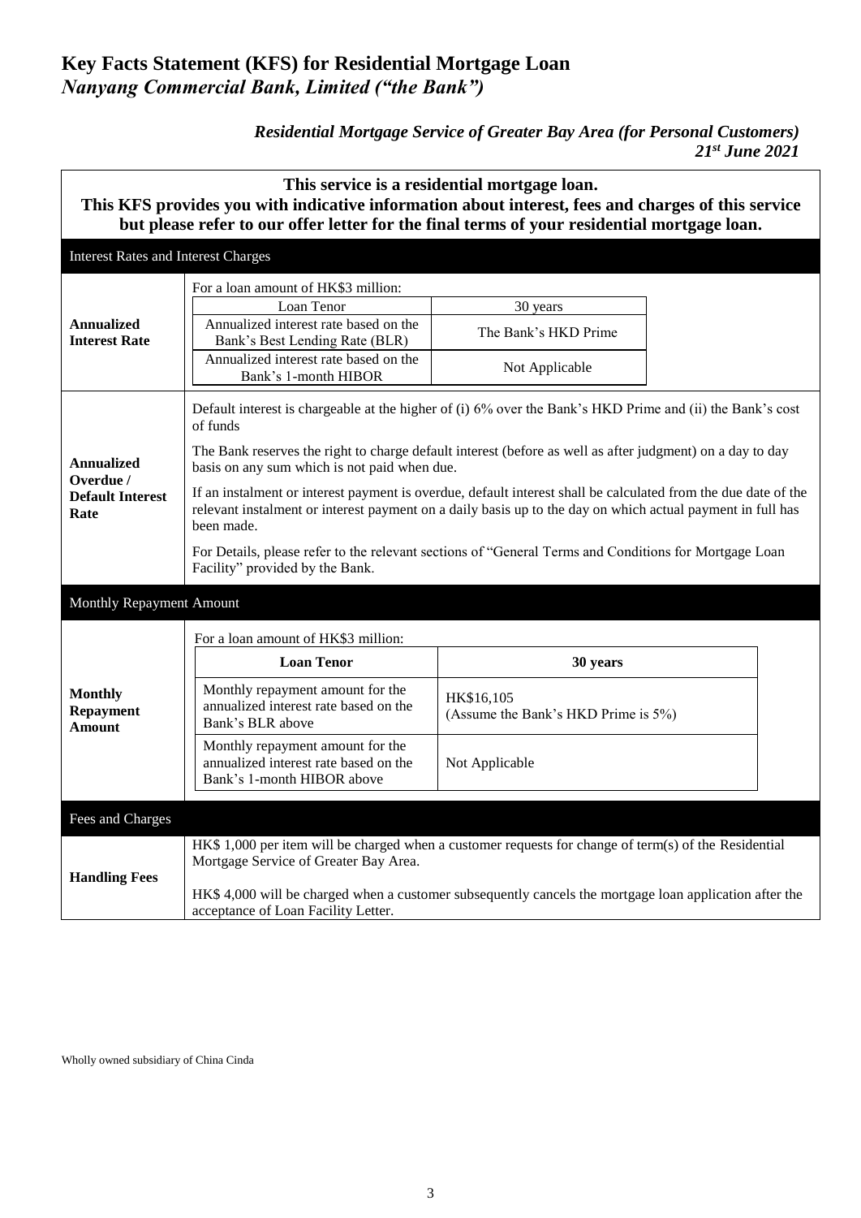# Key Facts Statement (KFS) for Residential Mortgage Loan

## *Nanyang Commercial Bank, Limited ("the Bank")*

***Residential Mortgage Service of Greater Bay Area (for Personal Customers)***
***21st June 2021***

**This service is a residential mortgage loan.**
**This KFS provides you with indicative information about interest, fees and charges of this service but please refer to our offer letter for the final terms of your residential mortgage loan.**

### Interest Rates and Interest Charges

**Annualized Interest Rate**

For a loan amount of HK$3 million:

| Loan Tenor | 30 years |
|---|---|
| Annualized interest rate based on the Bank's Best Lending Rate (BLR) | The Bank's HKD Prime |
| Annualized interest rate based on the Bank's 1-month HIBOR | Not Applicable |

**Annualized Overdue / Default Interest Rate**

Default interest is chargeable at the higher of (i) 6% over the Bank's HKD Prime and (ii) the Bank's cost of funds

The Bank reserves the right to charge default interest (before as well as after judgment) on a day to day basis on any sum which is not paid when due.

If an instalment or interest payment is overdue, default interest shall be calculated from the due date of the relevant instalment or interest payment on a daily basis up to the day on which actual payment in full has been made.

For Details, please refer to the relevant sections of "General Terms and Conditions for Mortgage Loan Facility" provided by the Bank.

### Monthly Repayment Amount

**Monthly Repayment Amount**

For a loan amount of HK$3 million:

| **Loan Tenor** | **30 years** |
|---|---|
| Monthly repayment amount for the annualized interest rate based on the Bank's BLR above | HK$16,105 (Assume the Bank's HKD Prime is 5%) |
| Monthly repayment amount for the annualized interest rate based on the Bank's 1-month HIBOR above | Not Applicable |

### Fees and Charges

**Handling Fees**

HK$ 1,000 per item will be charged when a customer requests for change of term(s) of the Residential Mortgage Service of Greater Bay Area.

HK$ 4,000 will be charged when a customer subsequently cancels the mortgage loan application after the acceptance of Loan Facility Letter.

Wholly owned subsidiary of China Cinda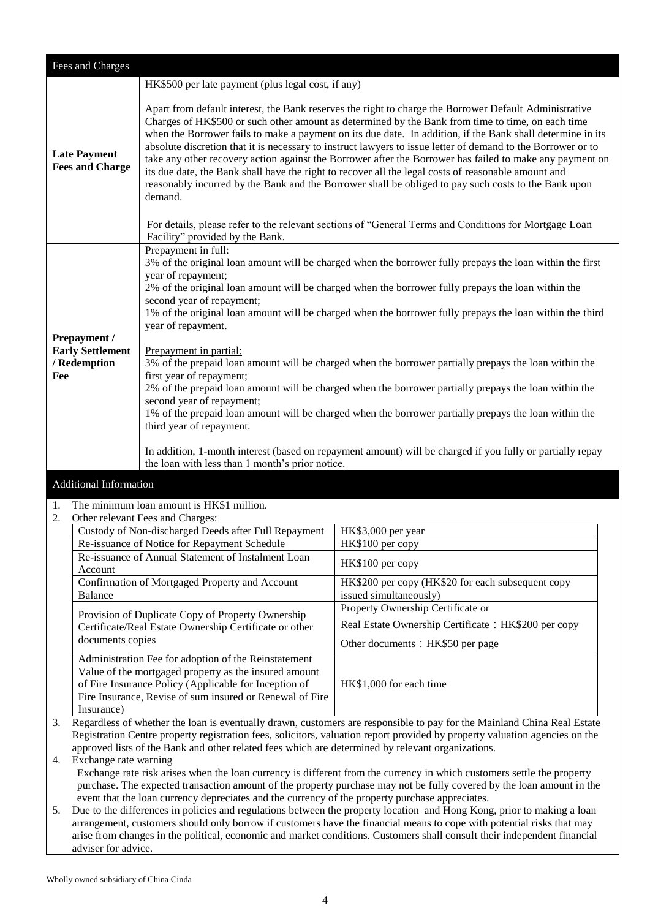| Fees and Charges | |
|---|---|
| **Late Payment Fees and Charge** | HK$500 per late payment (plus legal cost, if any)<br><br>Apart from default interest, the Bank reserves the right to charge the Borrower Default Administrative Charges of HK$500 or such other amount as determined by the Bank from time to time, on each time when the Borrower fails to make a payment on its due date. In addition, if the Bank shall determine in its absolute discretion that it is necessary to instruct lawyers to issue letter of demand to the Borrower or to take any other recovery action against the Borrower after the Borrower has failed to make any payment on its due date, the Bank shall have the right to recover all the legal costs of reasonable amount and reasonably incurred by the Bank and the Borrower shall be obliged to pay such costs to the Bank upon demand.<br><br>For details, please refer to the relevant sections of "General Terms and Conditions for Mortgage Loan Facility" provided by the Bank. |
| **Prepayment / Early Settlement / Redemption Fee** | Prepayment in full:<br>3% of the original loan amount will be charged when the borrower fully prepays the loan within the first year of repayment;<br>2% of the original loan amount will be charged when the borrower fully prepays the loan within the second year of repayment;<br>1% of the original loan amount will be charged when the borrower fully prepays the loan within the third year of repayment.<br><br>Prepayment in partial:<br>3% of the prepaid loan amount will be charged when the borrower partially prepays the loan within the first year of repayment;<br>2% of the prepaid loan amount will be charged when the borrower partially prepays the loan within the second year of repayment;<br>1% of the prepaid loan amount will be charged when the borrower partially prepays the loan within the third year of repayment.<br><br>In addition, 1-month interest (based on repayment amount) will be charged if you fully or partially repay the loan with less than 1 month's prior notice. |

## Additional Information

1. The minimum loan amount is HK$1 million.
2. Other relevant Fees and Charges:

| | |
|---|---|
| Custody of Non-discharged Deeds after Full Repayment | HK$3,000 per year |
| Re-issuance of Notice for Repayment Schedule | HK$100 per copy |
| Re-issuance of Annual Statement of Instalment Loan Account | HK$100 per copy |
| Confirmation of Mortgaged Property and Account Balance | HK$200 per copy (HK$20 for each subsequent copy issued simultaneously) |
| Provision of Duplicate Copy of Property Ownership Certificate/Real Estate Ownership Certificate or other documents copies | Property Ownership Certificate or<br>Real Estate Ownership Certificate：HK$200 per copy<br>Other documents：HK$50 per page |
| Administration Fee for adoption of the Reinstatement Value of the mortgaged property as the insured amount of Fire Insurance Policy (Applicable for Inception of Fire Insurance, Revise of sum insured or Renewal of Fire Insurance) | HK$1,000 for each time |

3. Regardless of whether the loan is eventually drawn, customers are responsible to pay for the Mainland China Real Estate Registration Centre property registration fees, solicitors, valuation report provided by property valuation agencies on the approved lists of the Bank and other related fees which are determined by relevant organizations.
4. Exchange rate warning
   Exchange rate risk arises when the loan currency is different from the currency in which customers settle the property purchase. The expected transaction amount of the property purchase may not be fully covered by the loan amount in the event that the loan currency depreciates and the currency of the property purchase appreciates.
5. Due to the differences in policies and regulations between the property location and Hong Kong, prior to making a loan arrangement, customers should only borrow if customers have the financial means to cope with potential risks that may arise from changes in the political, economic and market conditions. Customers shall consult their independent financial adviser for advice.

Wholly owned subsidiary of China Cinda